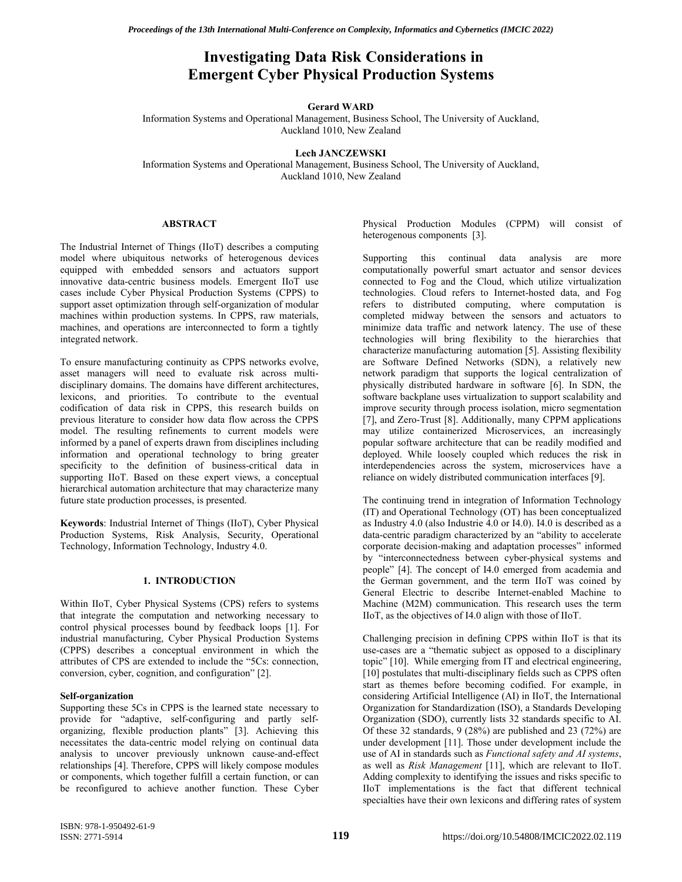# Investigating Data Risk Considerations in Emergent Cyber Physical Production Systems

**Gerard WARD**
Information Systems and Operational Management, Business School, The University of Auckland, Auckland 1010, New Zealand

**Lech JANCZEWSKI**
Information Systems and Operational Management, Business School, The University of Auckland, Auckland 1010, New Zealand

## ABSTRACT

The Industrial Internet of Things (IIoT) describes a computing model where ubiquitous networks of heterogenous devices equipped with embedded sensors and actuators support innovative data-centric business models. Emergent IIoT use cases include Cyber Physical Production Systems (CPPS) to support asset optimization through self-organization of modular machines within production systems. In CPPS, raw materials, machines, and operations are interconnected to form a tightly integrated network.

To ensure manufacturing continuity as CPPS networks evolve, asset managers will need to evaluate risk across multi-disciplinary domains. The domains have different architectures, lexicons, and priorities. To contribute to the eventual codification of data risk in CPPS, this research builds on previous literature to consider how data flow across the CPPS model. The resulting refinements to current models were informed by a panel of experts drawn from disciplines including information and operational technology to bring greater specificity to the definition of business-critical data in supporting IIoT. Based on these expert views, a conceptual hierarchical automation architecture that may characterize many future state production processes, is presented.

**Keywords**: Industrial Internet of Things (IIoT), Cyber Physical Production Systems, Risk Analysis, Security, Operational Technology, Information Technology, Industry 4.0.

## 1. INTRODUCTION

Within IIoT, Cyber Physical Systems (CPS) refers to systems that integrate the computation and networking necessary to control physical processes bound by feedback loops [1]. For industrial manufacturing, Cyber Physical Production Systems (CPPS) describes a conceptual environment in which the attributes of CPS are extended to include the "5Cs: connection, conversion, cyber, cognition, and configuration" [2].

### Self-organization

Supporting these 5Cs in CPPS is the learned state necessary to provide for "adaptive, self-configuring and partly self-organizing, flexible production plants" [3]. Achieving this necessitates the data-centric model relying on continual data analysis to uncover previously unknown cause-and-effect relationships [4]. Therefore, CPPS will likely compose modules or components, which together fulfill a certain function, or can be reconfigured to achieve another function. These Cyber Physical Production Modules (CPPM) will consist of heterogenous components [3].

Supporting this continual data analysis are more computationally powerful smart actuator and sensor devices connected to Fog and the Cloud, which utilize virtualization technologies. Cloud refers to Internet-hosted data, and Fog refers to distributed computing, where computation is completed midway between the sensors and actuators to minimize data traffic and network latency. The use of these technologies will bring flexibility to the hierarchies that characterize manufacturing automation [5]. Assisting flexibility are Software Defined Networks (SDN), a relatively new network paradigm that supports the logical centralization of physically distributed hardware in software [6]. In SDN, the software backplane uses virtualization to support scalability and improve security through process isolation, micro segmentation [7], and Zero-Trust [8]. Additionally, many CPPM applications may utilize containerized Microservices, an increasingly popular software architecture that can be readily modified and deployed. While loosely coupled which reduces the risk in interdependencies across the system, microservices have a reliance on widely distributed communication interfaces [9].

The continuing trend in integration of Information Technology (IT) and Operational Technology (OT) has been conceptualized as Industry 4.0 (also Industrie 4.0 or I4.0). I4.0 is described as a data-centric paradigm characterized by an "ability to accelerate corporate decision-making and adaptation processes" informed by "interconnectedness between cyber-physical systems and people" [4]. The concept of I4.0 emerged from academia and the German government, and the term IIoT was coined by General Electric to describe Internet-enabled Machine to Machine (M2M) communication. This research uses the term IIoT, as the objectives of I4.0 align with those of IIoT.

Challenging precision in defining CPPS within IIoT is that its use-cases are a "thematic subject as opposed to a disciplinary topic" [10]. While emerging from IT and electrical engineering, [10] postulates that multi-disciplinary fields such as CPPS often start as themes before becoming codified. For example, in considering Artificial Intelligence (AI) in IIoT, the International Organization for Standardization (ISO), a Standards Developing Organization (SDO), currently lists 32 standards specific to AI. Of these 32 standards, 9 (28%) are published and 23 (72%) are under development [11]. Those under development include the use of AI in standards such as *Functional safety and AI systems*, as well as *Risk Management* [11], which are relevant to IIoT. Adding complexity to identifying the issues and risks specific to IIoT implementations is the fact that different technical specialties have their own lexicons and differing rates of system

ISBN: 978-1-950492-61-9
ISSN: 2771-5914
https://doi.org/10.54808/IMCIC2022.02.119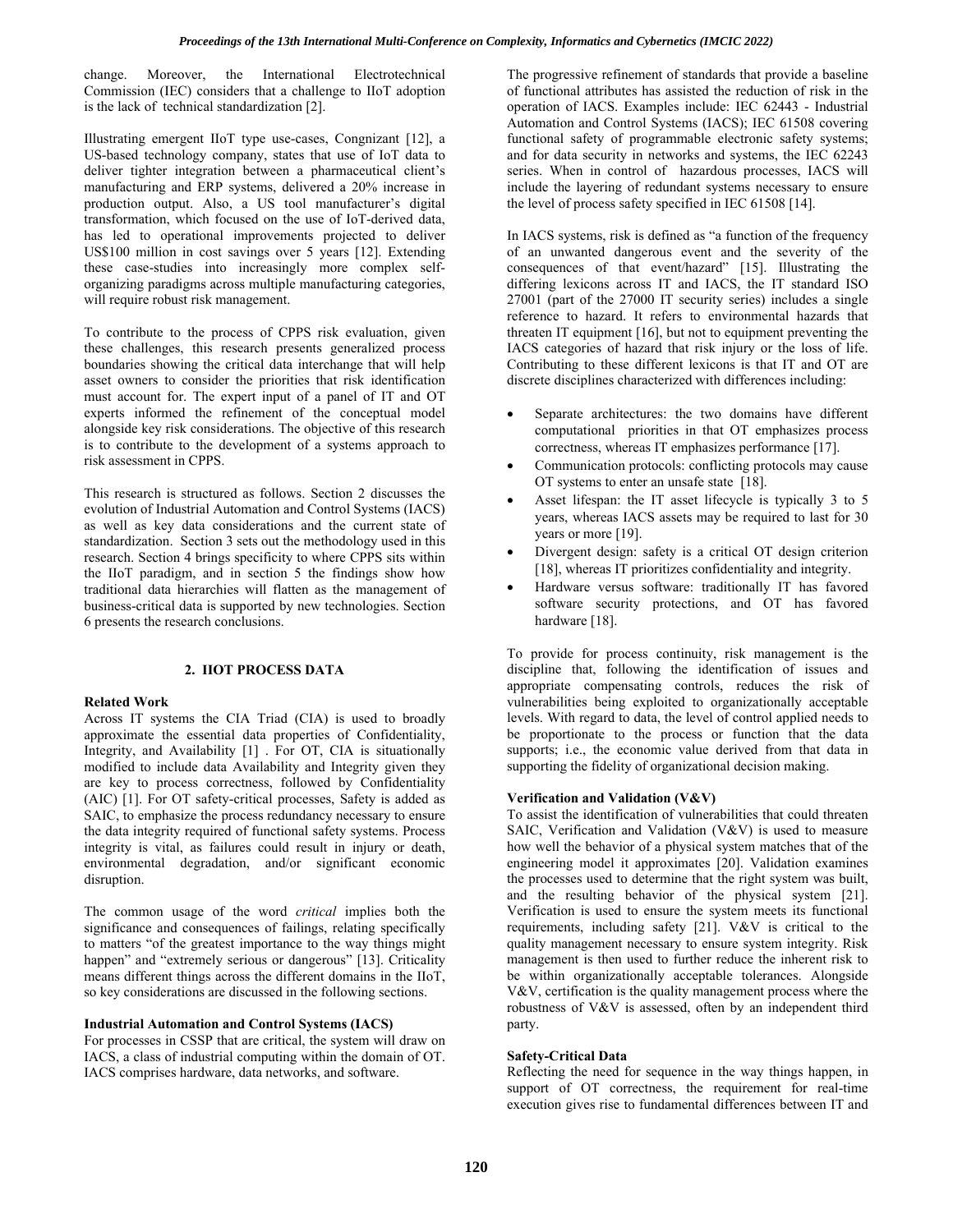change. Moreover, the International Electrotechnical Commission (IEC) considers that a challenge to IIoT adoption is the lack of technical standardization [2].

Illustrating emergent IIoT type use-cases, Congnizant [12], a US-based technology company, states that use of IoT data to deliver tighter integration between a pharmaceutical client's manufacturing and ERP systems, delivered a 20% increase in production output. Also, a US tool manufacturer's digital transformation, which focused on the use of IoT-derived data, has led to operational improvements projected to deliver US$100 million in cost savings over 5 years [12]. Extending these case-studies into increasingly more complex self-organizing paradigms across multiple manufacturing categories, will require robust risk management.

To contribute to the process of CPPS risk evaluation, given these challenges, this research presents generalized process boundaries showing the critical data interchange that will help asset owners to consider the priorities that risk identification must account for. The expert input of a panel of IT and OT experts informed the refinement of the conceptual model alongside key risk considerations. The objective of this research is to contribute to the development of a systems approach to risk assessment in CPPS.

This research is structured as follows. Section 2 discusses the evolution of Industrial Automation and Control Systems (IACS) as well as key data considerations and the current state of standardization. Section 3 sets out the methodology used in this research. Section 4 brings specificity to where CPPS sits within the IIoT paradigm, and in section 5 the findings show how traditional data hierarchies will flatten as the management of business-critical data is supported by new technologies. Section 6 presents the research conclusions.

## 2. IIOT PROCESS DATA

### Related Work

Across IT systems the CIA Triad (CIA) is used to broadly approximate the essential data properties of Confidentiality, Integrity, and Availability [1] . For OT, CIA is situationally modified to include data Availability and Integrity given they are key to process correctness, followed by Confidentiality (AIC) [1]. For OT safety-critical processes, Safety is added as SAIC, to emphasize the process redundancy necessary to ensure the data integrity required of functional safety systems. Process integrity is vital, as failures could result in injury or death, environmental degradation, and/or significant economic disruption.

The common usage of the word *critical* implies both the significance and consequences of failings, relating specifically to matters "of the greatest importance to the way things might happen" and "extremely serious or dangerous" [13]. Criticality means different things across the different domains in the IIoT, so key considerations are discussed in the following sections.

### Industrial Automation and Control Systems (IACS)

For processes in CSSP that are critical, the system will draw on IACS, a class of industrial computing within the domain of OT. IACS comprises hardware, data networks, and software.

The progressive refinement of standards that provide a baseline of functional attributes has assisted the reduction of risk in the operation of IACS. Examples include: IEC 62443 - Industrial Automation and Control Systems (IACS); IEC 61508 covering functional safety of programmable electronic safety systems; and for data security in networks and systems, the IEC 62243 series. When in control of hazardous processes, IACS will include the layering of redundant systems necessary to ensure the level of process safety specified in IEC 61508 [14].

In IACS systems, risk is defined as "a function of the frequency of an unwanted dangerous event and the severity of the consequences of that event/hazard" [15]. Illustrating the differing lexicons across IT and IACS, the IT standard ISO 27001 (part of the 27000 IT security series) includes a single reference to hazard. It refers to environmental hazards that threaten IT equipment [16], but not to equipment preventing the IACS categories of hazard that risk injury or the loss of life. Contributing to these different lexicons is that IT and OT are discrete disciplines characterized with differences including:

- Separate architectures: the two domains have different computational priorities in that OT emphasizes process correctness, whereas IT emphasizes performance [17].
- Communication protocols: conflicting protocols may cause OT systems to enter an unsafe state [18].
- Asset lifespan: the IT asset lifecycle is typically 3 to 5 years, whereas IACS assets may be required to last for 30 years or more [19].
- Divergent design: safety is a critical OT design criterion [18], whereas IT prioritizes confidentiality and integrity.
- Hardware versus software: traditionally IT has favored software security protections, and OT has favored hardware [18].

To provide for process continuity, risk management is the discipline that, following the identification of issues and appropriate compensating controls, reduces the risk of vulnerabilities being exploited to organizationally acceptable levels. With regard to data, the level of control applied needs to be proportionate to the process or function that the data supports; i.e., the economic value derived from that data in supporting the fidelity of organizational decision making.

### Verification and Validation (V&V)

To assist the identification of vulnerabilities that could threaten SAIC, Verification and Validation (V&V) is used to measure how well the behavior of a physical system matches that of the engineering model it approximates [20]. Validation examines the processes used to determine that the right system was built, and the resulting behavior of the physical system [21]. Verification is used to ensure the system meets its functional requirements, including safety [21]. V&V is critical to the quality management necessary to ensure system integrity. Risk management is then used to further reduce the inherent risk to be within organizationally acceptable tolerances. Alongside V&V, certification is the quality management process where the robustness of V&V is assessed, often by an independent third party.

### Safety-Critical Data

Reflecting the need for sequence in the way things happen, in support of OT correctness, the requirement for real-time execution gives rise to fundamental differences between IT and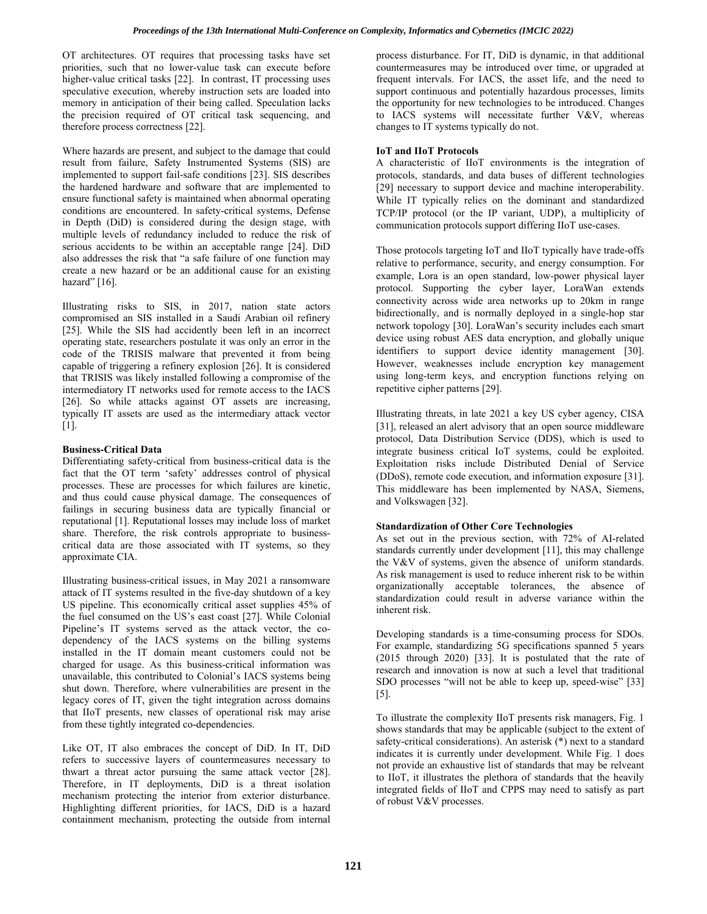OT architectures. OT requires that processing tasks have set priorities, such that no lower-value task can execute before higher-value critical tasks [22]. In contrast, IT processing uses speculative execution, whereby instruction sets are loaded into memory in anticipation of their being called. Speculation lacks the precision required of OT critical task sequencing, and therefore process correctness [22].

Where hazards are present, and subject to the damage that could result from failure, Safety Instrumented Systems (SIS) are implemented to support fail-safe conditions [23]. SIS describes the hardened hardware and software that are implemented to ensure functional safety is maintained when abnormal operating conditions are encountered. In safety-critical systems, Defense in Depth (DiD) is considered during the design stage, with multiple levels of redundancy included to reduce the risk of serious accidents to be within an acceptable range [24]. DiD also addresses the risk that "a safe failure of one function may create a new hazard or be an additional cause for an existing hazard" [16].

Illustrating risks to SIS, in 2017, nation state actors compromised an SIS installed in a Saudi Arabian oil refinery [25]. While the SIS had accidently been left in an incorrect operating state, researchers postulate it was only an error in the code of the TRISIS malware that prevented it from being capable of triggering a refinery explosion [26]. It is considered that TRISIS was likely installed following a compromise of the intermediatory IT networks used for remote access to the IACS [26]. So while attacks against OT assets are increasing, typically IT assets are used as the intermediary attack vector [1].

**Business-Critical Data**

Differentiating safety-critical from business-critical data is the fact that the OT term 'safety' addresses control of physical processes. These are processes for which failures are kinetic, and thus could cause physical damage. The consequences of failings in securing business data are typically financial or reputational [1]. Reputational losses may include loss of market share. Therefore, the risk controls appropriate to business-critical data are those associated with IT systems, so they approximate CIA.

Illustrating business-critical issues, in May 2021 a ransomware attack of IT systems resulted in the five-day shutdown of a key US pipeline. This economically critical asset supplies 45% of the fuel consumed on the US's east coast [27]. While Colonial Pipeline's IT systems served as the attack vector, the co-dependency of the IACS systems on the billing systems installed in the IT domain meant customers could not be charged for usage. As this business-critical information was unavailable, this contributed to Colonial's IACS systems being shut down. Therefore, where vulnerabilities are present in the legacy cores of IT, given the tight integration across domains that IIoT presents, new classes of operational risk may arise from these tightly integrated co-dependencies.

Like OT, IT also embraces the concept of DiD. In IT, DiD refers to successive layers of countermeasures necessary to thwart a threat actor pursuing the same attack vector [28]. Therefore, in IT deployments, DiD is a threat isolation mechanism protecting the interior from exterior disturbance. Highlighting different priorities, for IACS, DiD is a hazard containment mechanism, protecting the outside from internal process disturbance. For IT, DiD is dynamic, in that additional countermeasures may be introduced over time, or upgraded at frequent intervals. For IACS, the asset life, and the need to support continuous and potentially hazardous processes, limits the opportunity for new technologies to be introduced. Changes to IACS systems will necessitate further V&V, whereas changes to IT systems typically do not.

**IoT and IIoT Protocols**

A characteristic of IIoT environments is the integration of protocols, standards, and data buses of different technologies [29] necessary to support device and machine interoperability. While IT typically relies on the dominant and standardized TCP/IP protocol (or the IP variant, UDP), a multiplicity of communication protocols support differing IIoT use-cases.

Those protocols targeting IoT and IIoT typically have trade-offs relative to performance, security, and energy consumption. For example, Lora is an open standard, low-power physical layer protocol. Supporting the cyber layer, LoraWan extends connectivity across wide area networks up to 20km in range bidirectionally, and is normally deployed in a single-hop star network topology [30]. LoraWan's security includes each smart device using robust AES data encryption, and globally unique identifiers to support device identity management [30]. However, weaknesses include encryption key management using long-term keys, and encryption functions relying on repetitive cipher patterns [29].

Illustrating threats, in late 2021 a key US cyber agency, CISA [31], released an alert advisory that an open source middleware protocol, Data Distribution Service (DDS), which is used to integrate business critical IoT systems, could be exploited. Exploitation risks include Distributed Denial of Service (DDoS), remote code execution, and information exposure [31]. This middleware has been implemented by NASA, Siemens, and Volkswagen [32].

**Standardization of Other Core Technologies**

As set out in the previous section, with 72% of AI-related standards currently under development [11], this may challenge the V&V of systems, given the absence of uniform standards. As risk management is used to reduce inherent risk to be within organizationally acceptable tolerances, the absence of standardization could result in adverse variance within the inherent risk.

Developing standards is a time-consuming process for SDOs. For example, standardizing 5G specifications spanned 5 years (2015 through 2020) [33]. It is postulated that the rate of research and innovation is now at such a level that traditional SDO processes "will not be able to keep up, speed-wise" [33] [5].

To illustrate the complexity IIoT presents risk managers, Fig. 1 shows standards that may be applicable (subject to the extent of safety-critical considerations). An asterisk (*) next to a standard indicates it is currently under development. While Fig. 1 does not provide an exhaustive list of standards that may be relveant to IIoT, it illustrates the plethora of standards that the heavily integrated fields of IIoT and CPPS may need to satisfy as part of robust V&V processes.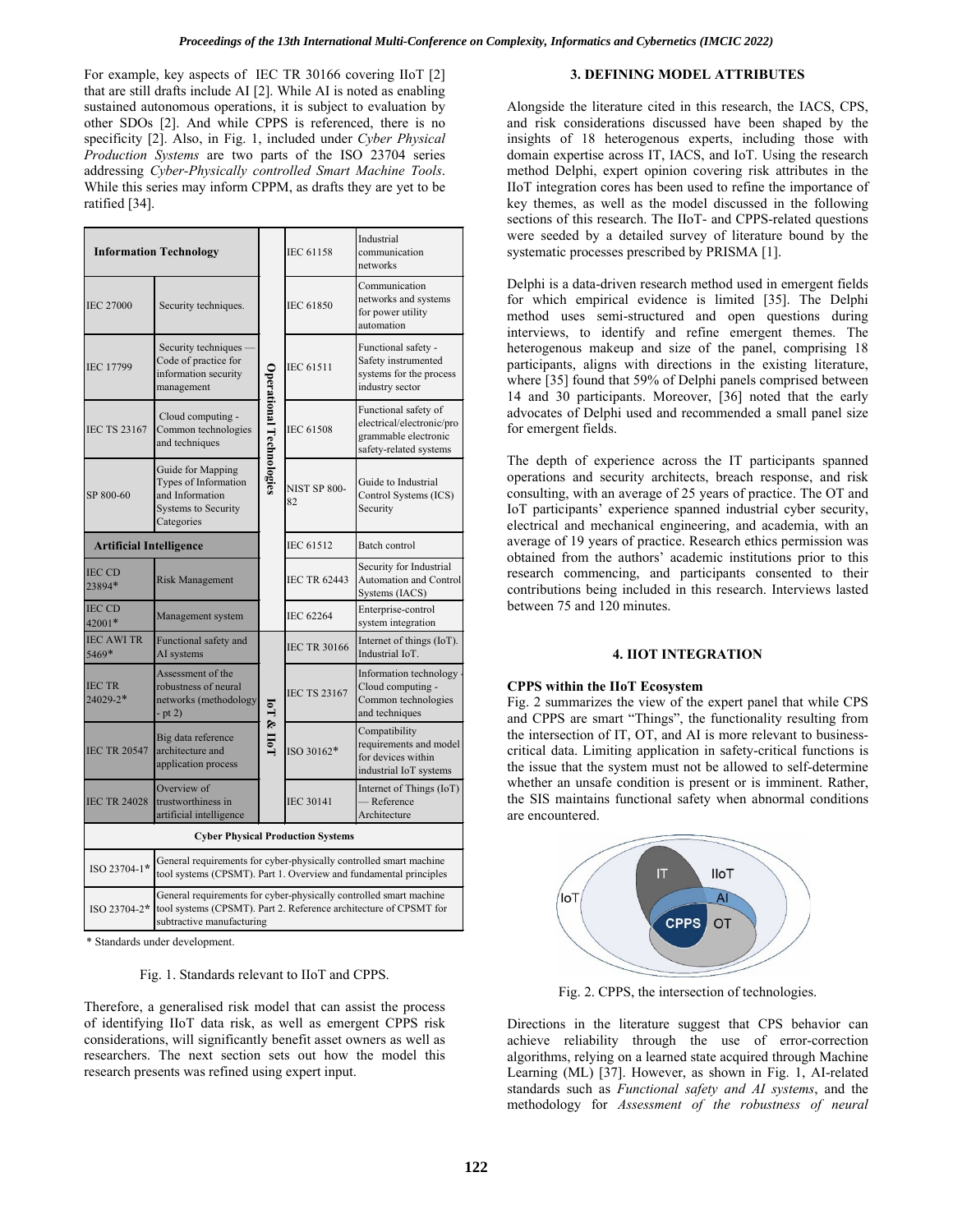For example, key aspects of IEC TR 30166 covering IIoT [2] that are still drafts include AI [2]. While AI is noted as enabling sustained autonomous operations, it is subject to evaluation by other SDOs [2]. And while CPPS is referenced, there is no specificity [2]. Also, in Fig. 1, included under *Cyber Physical Production Systems* are two parts of the ISO 23704 series addressing *Cyber-Physically controlled Smart Machine Tools*. While this series may inform CPPM, as drafts they are yet to be ratified [34].

| **Information Technology** | | | | |
|---|---|---|---|---|
| | | Operational Technologies | IEC 61158 | Industrial communication networks |
| IEC 27000 | Security techniques. | Operational Technologies | IEC 61850 | Communication networks and systems for power utility automation |
| IEC 17799 | Security techniques — Code of practice for information security management | Operational Technologies | IEC 61511 | Functional safety - Safety instrumented systems for the process industry sector |
| IEC TS 23167 | Cloud computing - Common technologies and techniques | Operational Technologies | IEC 61508 | Functional safety of electrical/electronic/programmable electronic safety-related systems |
| SP 800-60 | Guide for Mapping Types of Information and Information Systems to Security Categories | Operational Technologies | NIST SP 800-82 | Guide to Industrial Control Systems (ICS) Security |
| **Artificial Intelligence** | | Operational Technologies | IEC 61512 | Batch control |
| IEC CD 23894* | Risk Management | Operational Technologies | IEC TR 62443 | Security for Industrial Automation and Control Systems (IACS) |
| IEC CD 42001* | Management system | Operational Technologies | IEC 62264 | Enterprise-control system integration |
| IEC AWI TR 5469* | Functional safety and AI systems | IoT & IIoT | IEC TR 30166 | Internet of things (IoT). Industrial IoT. |
| IEC TR 24029-2* | Assessment of the robustness of neural networks (methodology - pt 2) | IoT & IIoT | IEC TS 23167 | Information technology - Cloud computing - Common technologies and techniques |
| IEC TR 20547 | Big data reference architecture and application process | IoT & IIoT | ISO 30162* | Compatibility requirements and model for devices within industrial IoT systems |
| IEC TR 24028 | Overview of trustworthiness in artificial intelligence | IoT & IIoT | IEC 30141 | Internet of Things (IoT) — Reference Architecture |
| **Cyber Physical Production Systems** | | | | |
| ISO 23704-1* | General requirements for cyber-physically controlled smart machine tool systems (CPSMT). Part 1. Overview and fundamental principles | | | |
| ISO 23704-2* | General requirements for cyber-physically controlled smart machine tool systems (CPSMT). Part 2. Reference architecture of CPSMT for subtractive manufacturing | | | |

\* Standards under development.

Fig. 1. Standards relevant to IIoT and CPPS.

Therefore, a generalised risk model that can assist the process of identifying IIoT data risk, as well as emergent CPPS risk considerations, will significantly benefit asset owners as well as researchers. The next section sets out how the model this research presents was refined using expert input.

## 3. DEFINING MODEL ATTRIBUTES

Alongside the literature cited in this research, the IACS, CPS, and risk considerations discussed have been shaped by the insights of 18 heterogenous experts, including those with domain expertise across IT, IACS, and IoT. Using the research method Delphi, expert opinion covering risk attributes in the IIoT integration cores has been used to refine the importance of key themes, as well as the model discussed in the following sections of this research. The IIoT- and CPPS-related questions were seeded by a detailed survey of literature bound by the systematic processes prescribed by PRISMA [1].

Delphi is a data-driven research method used in emergent fields for which empirical evidence is limited [35]. The Delphi method uses semi-structured and open questions during interviews, to identify and refine emergent themes. The heterogeneous makeup and size of the panel, comprising 18 participants, aligns with directions in the existing literature, where [35] found that 59% of Delphi panels comprised between 14 and 30 participants. Moreover, [36] noted that the early advocates of Delphi used and recommended a small panel size for emergent fields.

The depth of experience across the IT participants spanned operations and security architects, breach response, and risk consulting, with an average of 25 years of practice. The OT and IoT participants' experience spanned industrial cyber security, electrical and mechanical engineering, and academia, with an average of 19 years of practice. Research ethics permission was obtained from the authors' academic institutions prior to this research commencing, and participants consented to their contributions being included in this research. Interviews lasted between 75 and 120 minutes.

## 4. IIOT INTEGRATION

### CPPS within the IIoT Ecosystem

Fig. 2 summarizes the view of the expert panel that while CPS and CPPS are smart "Things", the functionality resulting from the intersection of IT, OT, and AI is more relevant to business-critical data. Limiting application in safety-critical functions is the issue that the system must not be allowed to self-determine whether an unsafe condition is present or is imminent. Rather, the SIS maintains functional safety when abnormal conditions are encountered.

Fig. 2. CPPS, the intersection of technologies.

Directions in the literature suggest that CPS behavior can achieve reliability through the use of error-correction algorithms, relying on a learned state acquired through Machine Learning (ML) [37]. However, as shown in Fig. 1, AI-related standards such as *Functional safety and AI systems*, and the methodology for *Assessment of the robustness of neural*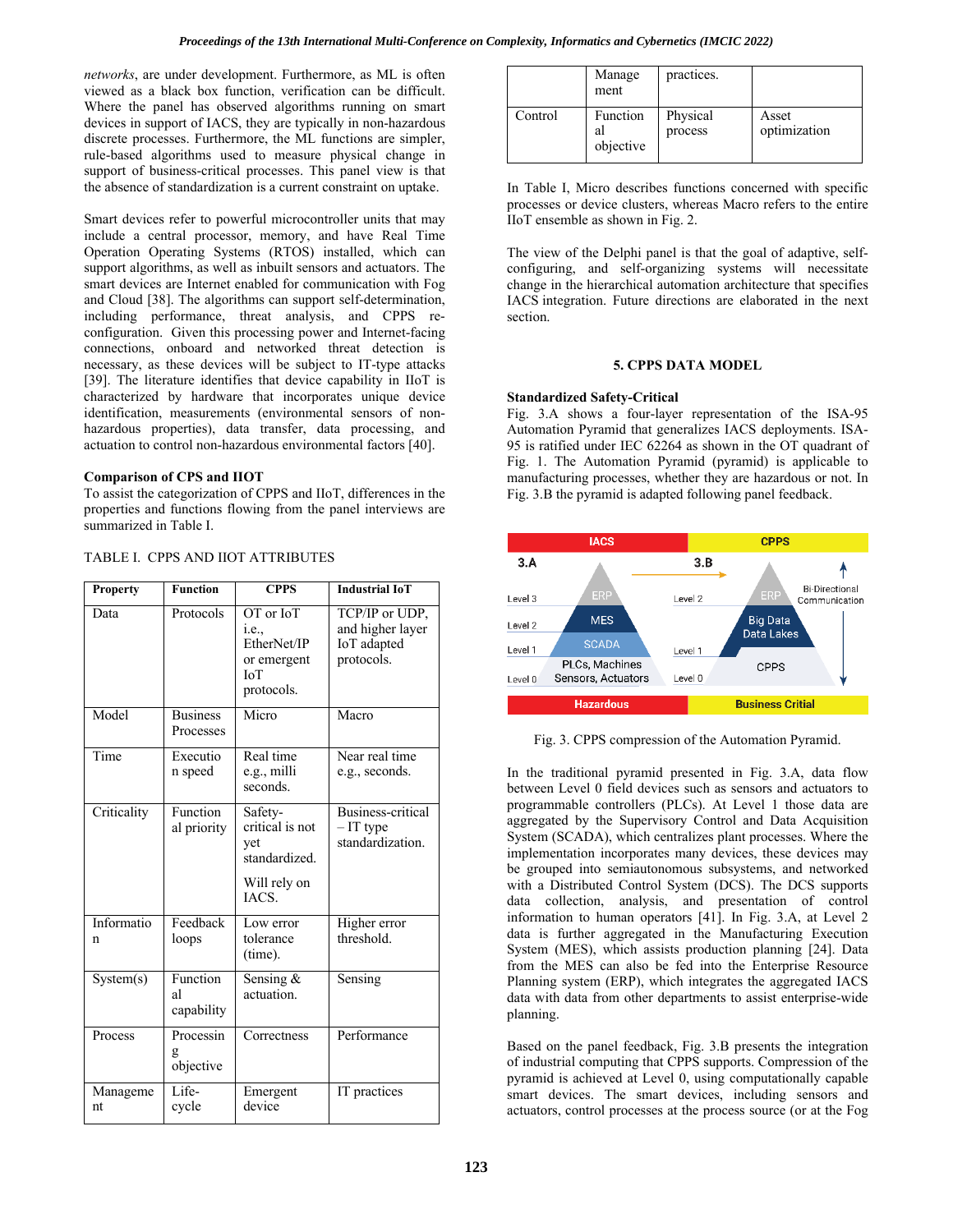*networks*, are under development. Furthermore, as ML is often viewed as a black box function, verification can be difficult. Where the panel has observed algorithms running on smart devices in support of IACS, they are typically in non-hazardous discrete processes. Furthermore, the ML functions are simpler, rule-based algorithms used to measure physical change in support of business-critical processes. This panel view is that the absence of standardization is a current constraint on uptake.

Smart devices refer to powerful microcontroller units that may include a central processor, memory, and have Real Time Operation Operating Systems (RTOS) installed, which can support algorithms, as well as inbuilt sensors and actuators. The smart devices are Internet enabled for communication with Fog and Cloud [38]. The algorithms can support self-determination, including performance, threat analysis, and CPPS re-configuration. Given this processing power and Internet-facing connections, onboard and networked threat detection is necessary, as these devices will be subject to IT-type attacks [39]. The literature identifies that device capability in IIoT is characterized by hardware that incorporates unique device identification, measurements (environmental sensors of non-hazardous properties), data transfer, data processing, and actuation to control non-hazardous environmental factors [40].

**Comparison of CPS and IIOT**

To assist the categorization of CPPS and IIoT, differences in the properties and functions flowing from the panel interviews are summarized in Table I.

TABLE I. CPPS AND IIOT ATTRIBUTES

| Property | Function | CPPS | Industrial IoT |
|---|---|---|---|
| Data | Protocols | OT or IoT i.e., EtherNet/IP or emergent IoT protocols. | TCP/IP or UDP, and higher layer IoT adapted protocols. |
| Model | Business Processes | Micro | Macro |
| Time | Execution speed | Real time e.g., milli seconds. | Near real time e.g., seconds. |
| Criticality | Functional priority | Safety-critical is not yet standardized. Will rely on IACS. | Business-critical – IT type standardization. |
| Information | Feedback loops | Low error tolerance (time). | Higher error threshold. |
| System(s) | Functional capability | Sensing & actuation. | Sensing |
| Process | Processing objective | Correctness | Performance |
| Management | Life-cycle | Emergent device | IT practices |
| | Management | practices. | |
| Control | Functional objective | Physical process | Asset optimization |

In Table I, Micro describes functions concerned with specific processes or device clusters, whereas Macro refers to the entire IIoT ensemble as shown in Fig. 2.

The view of the Delphi panel is that the goal of adaptive, self-configuring, and self-organizing systems will necessitate change in the hierarchical automation architecture that specifies IACS integration. Future directions are elaborated in the next section.

## 5. CPPS DATA MODEL

**Standardized Safety-Critical**

Fig. 3.A shows a four-layer representation of the ISA-95 Automation Pyramid that generalizes IACS deployments. ISA-95 is ratified under IEC 62264 as shown in the OT quadrant of Fig. 1. The Automation Pyramid (pyramid) is applicable to manufacturing processes, whether they are hazardous or not. In Fig. 3.B the pyramid is adapted following panel feedback.

Fig. 3. CPPS compression of the Automation Pyramid.

In the traditional pyramid presented in Fig. 3.A, data flow between Level 0 field devices such as sensors and actuators to programmable controllers (PLCs). At Level 1 those data are aggregated by the Supervisory Control and Data Acquisition System (SCADA), which centralizes plant processes. Where the implementation incorporates many devices, these devices may be grouped into semiautonomous subsystems, and networked with a Distributed Control System (DCS). The DCS supports data collection, analysis, and presentation of control information to human operators [41]. In Fig. 3.A, at Level 2 data is further aggregated in the Manufacturing Execution System (MES), which assists production planning [24]. Data from the MES can also be fed into the Enterprise Resource Planning system (ERP), which integrates the aggregated IACS data with data from other departments to assist enterprise-wide planning.

Based on the panel feedback, Fig. 3.B presents the integration of industrial computing that CPPS supports. Compression of the pyramid is achieved at Level 0, using computationally capable smart devices. The smart devices, including sensors and actuators, control processes at the process source (or at the Fog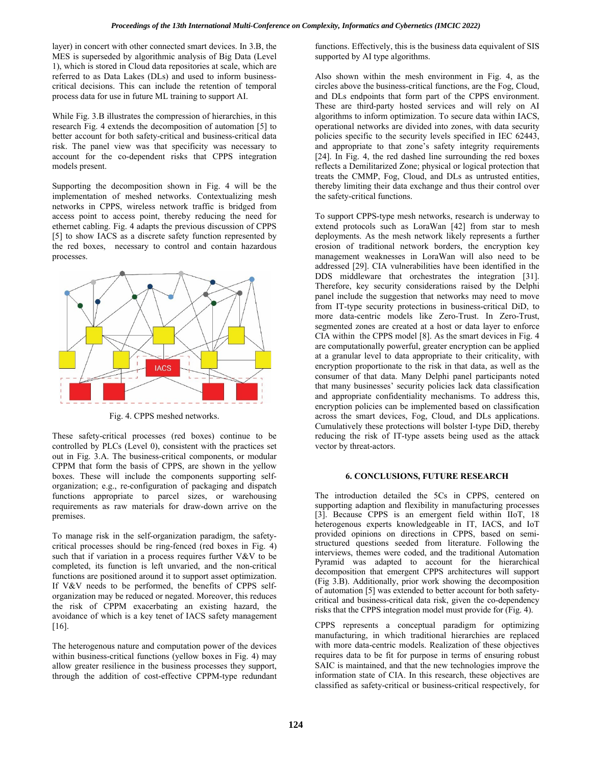layer) in concert with other connected smart devices. In 3.B, the MES is superseded by algorithmic analysis of Big Data (Level 1), which is stored in Cloud data repositories at scale, which are referred to as Data Lakes (DLs) and used to inform business-critical decisions. This can include the retention of temporal process data for use in future ML training to support AI.

While Fig. 3.B illustrates the compression of hierarchies, in this research Fig. 4 extends the decomposition of automation [5] to better account for both safety-critical and business-critical data risk. The panel view was that specificity was necessary to account for the co-dependent risks that CPPS integration models present.

Supporting the decomposition shown in Fig. 4 will be the implementation of meshed networks. Contextualizing mesh networks in CPPS, wireless network traffic is bridged from access point to access point, thereby reducing the need for ethernet cabling. Fig. 4 adapts the previous discussion of CPPS [5] to show IACS as a discrete safety function represented by the red boxes, necessary to control and contain hazardous processes.

Fig. 4. CPPS meshed networks.

These safety-critical processes (red boxes) continue to be controlled by PLCs (Level 0), consistent with the practices set out in Fig. 3.A. The business-critical components, or modular CPPM that form the basis of CPPS, are shown in the yellow boxes. These will include the components supporting self-organization; e.g., re-configuration of packaging and dispatch functions appropriate to parcel sizes, or warehousing requirements as raw materials for draw-down arrive on the premises.

To manage risk in the self-organization paradigm, the safety-critical processes should be ring-fenced (red boxes in Fig. 4) such that if variation in a process requires further V&V to be completed, its function is left unvaried, and the non-critical functions are positioned around it to support asset optimization. If V&V needs to be performed, the benefits of CPPS self-organization may be reduced or negated. Moreover, this reduces the risk of CPPM exacerbating an existing hazard, the avoidance of which is a key tenet of IACS safety management [16].

The heterogenous nature and computation power of the devices within business-critical functions (yellow boxes in Fig. 4) may allow greater resilience in the business processes they support, through the addition of cost-effective CPPM-type redundant functions. Effectively, this is the business data equivalent of SIS supported by AI type algorithms.

Also shown within the mesh environment in Fig. 4, as the circles above the business-critical functions, are the Fog, Cloud, and DLs endpoints that form part of the CPPS environment. These are third-party hosted services and will rely on AI algorithms to inform optimization. To secure data within IACS, operational networks are divided into zones, with data security policies specific to the security levels specified in IEC 62443, and appropriate to that zone's safety integrity requirements [24]. In Fig. 4, the red dashed line surrounding the red boxes reflects a Demilitarized Zone; physical or logical protection that treats the CMMP, Fog, Cloud, and DLs as untrusted entities, thereby limiting their data exchange and thus their control over the safety-critical functions.

To support CPPS-type mesh networks, research is underway to extend protocols such as LoraWan [42] from star to mesh deployments. As the mesh network likely represents a further erosion of traditional network borders, the encryption key management weaknesses in LoraWan will also need to be addressed [29]. CIA vulnerabilities have been identified in the DDS middleware that orchestrates the integration [31]. Therefore, key security considerations raised by the Delphi panel include the suggestion that networks may need to move from IT-type security protections in business-critical DiD, to more data-centric models like Zero-Trust. In Zero-Trust, segmented zones are created at a host or data layer to enforce CIA within the CPPS model [8]. As the smart devices in Fig. 4 are computationally powerful, greater encryption can be applied at a granular level to data appropriate to their criticality, with encryption proportionate to the risk in that data, as well as the consumer of that data. Many Delphi panel participants noted that many businesses' security policies lack data classification and appropriate confidentiality mechanisms. To address this, encryption policies can be implemented based on classification across the smart devices, Fog, Cloud, and DLs applications. Cumulatively these protections will bolster I-type DiD, thereby reducing the risk of IT-type assets being used as the attack vector by threat-actors.

## 6. CONCLUSIONS, FUTURE RESEARCH

The introduction detailed the 5Cs in CPPS, centered on supporting adaption and flexibility in manufacturing processes [3]. Because CPPS is an emergent field within IIoT, 18 heterogenous experts knowledgeable in IT, IACS, and IoT provided opinions on directions in CPPS, based on semi-structured questions seeded from literature. Following the interviews, themes were coded, and the traditional Automation Pyramid was adapted to account for the hierarchical decomposition that emergent CPPS architectures will support (Fig 3.B). Additionally, prior work showing the decomposition of automation [5] was extended to better account for both safety-critical and business-critical data risk, given the co-dependency risks that the CPPS integration model must provide for (Fig. 4).

CPPS represents a conceptual paradigm for optimizing manufacturing, in which traditional hierarchies are replaced with more data-centric models. Realization of these objectives requires data to be fit for purpose in terms of ensuring robust SAIC is maintained, and that the new technologies improve the information state of CIA. In this research, these objectives are classified as safety-critical or business-critical respectively, for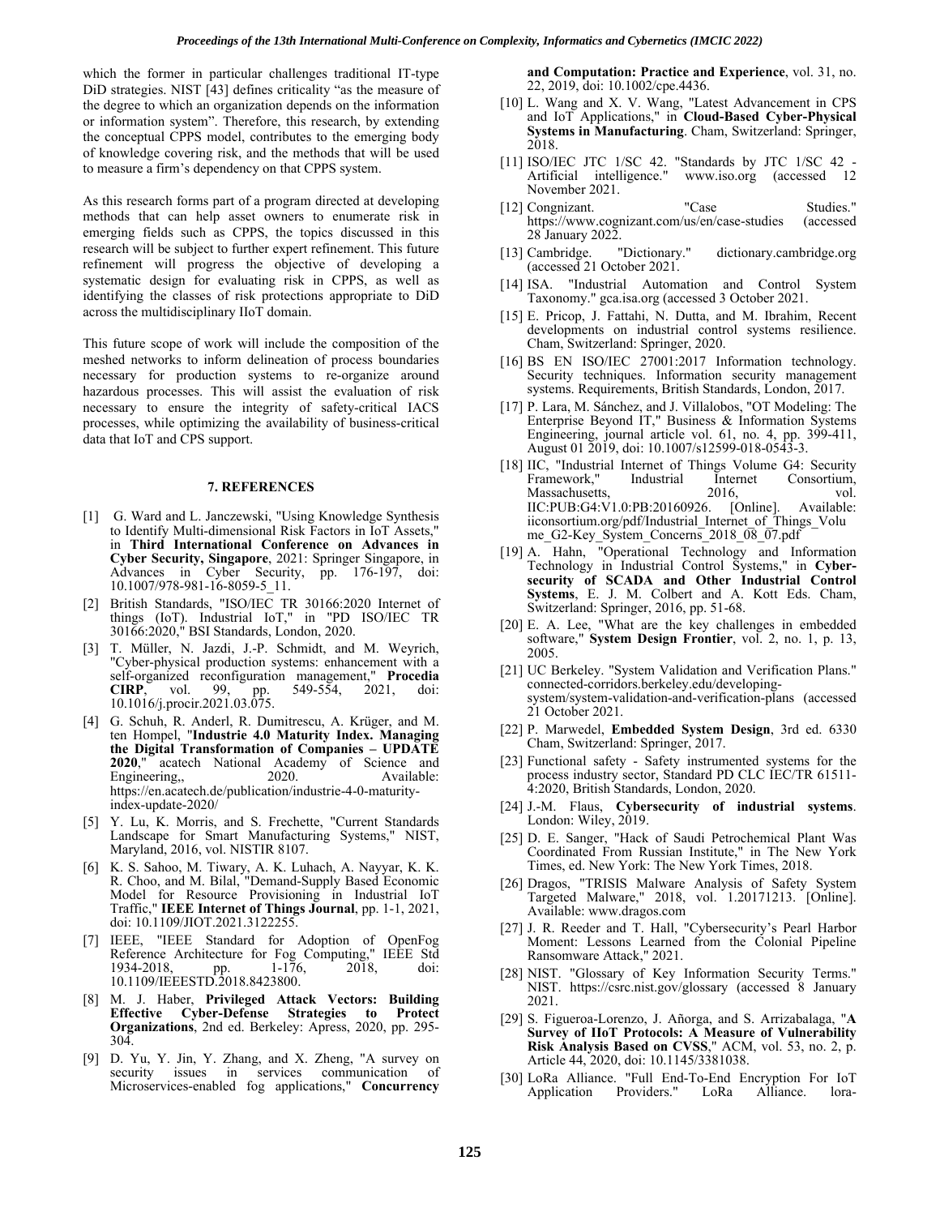which the former in particular challenges traditional IT-type DiD strategies. NIST [43] defines criticality "as the measure of the degree to which an organization depends on the information or information system". Therefore, this research, by extending the conceptual CPPS model, contributes to the emerging body of knowledge covering risk, and the methods that will be used to measure a firm's dependency on that CPPS system.

As this research forms part of a program directed at developing methods that can help asset owners to enumerate risk in emerging fields such as CPPS, the topics discussed in this research will be subject to further expert refinement. This future refinement will progress the objective of developing a systematic design for evaluating risk in CPPS, as well as identifying the classes of risk protections appropriate to DiD across the multidisciplinary IIoT domain.

This future scope of work will include the composition of the meshed networks to inform delineation of process boundaries necessary for production systems to re-organize around hazardous processes. This will assist the evaluation of risk necessary to ensure the integrity of safety-critical IACS processes, while optimizing the availability of business-critical data that IoT and CPS support.

## 7. REFERENCES

[1] G. Ward and L. Janczewski, "Using Knowledge Synthesis to Identify Multi-dimensional Risk Factors in IoT Assets," in **Third International Conference on Advances in Cyber Security, Singapore**, 2021: Springer Singapore, in Advances in Cyber Security, pp. 176-197, doi: 10.1007/978-981-16-8059-5_11.

[2] British Standards, "ISO/IEC TR 30166:2020 Internet of things (IoT). Industrial IoT," in "PD ISO/IEC TR 30166:2020," BSI Standards, London, 2020.

[3] T. Müller, N. Jazdi, J.-P. Schmidt, and M. Weyrich, "Cyber-physical production systems: enhancement with a self-organized reconfiguration management," **Procedia CIRP**, vol. 99, pp. 549-554, 2021, doi: 10.1016/j.procir.2021.03.075.

[4] G. Schuh, R. Anderl, R. Dumitrescu, A. Krüger, and M. ten Hompel, "**Industrie 4.0 Maturity Index. Managing the Digital Transformation of Companies – UPDATE 2020**," acatech National Academy of Science and Engineering,, 2020. Available: https://en.acatech.de/publication/industrie-4-0-maturity-index-update-2020/

[5] Y. Lu, K. Morris, and S. Frechette, "Current Standards Landscape for Smart Manufacturing Systems," NIST, Maryland, 2016, vol. NISTIR 8107.

[6] K. S. Sahoo, M. Tiwary, A. K. Luhach, A. Nayyar, K. K. R. Choo, and M. Bilal, "Demand-Supply Based Economic Model for Resource Provisioning in Industrial IoT Traffic," **IEEE Internet of Things Journal**, pp. 1-1, 2021, doi: 10.1109/JIOT.2021.3122255.

[7] IEEE, "IEEE Standard for Adoption of OpenFog Reference Architecture for Fog Computing," IEEE Std 1934-2018, pp. 1-176, 2018, doi: 10.1109/IEEESTD.2018.8423800.

[8] M. J. Haber, **Privileged Attack Vectors: Building Effective Cyber-Defense Strategies to Protect Organizations**, 2nd ed. Berkeley: Apress, 2020, pp. 295-304.

[9] D. Yu, Y. Jin, Y. Zhang, and X. Zheng, "A survey on security issues in services communication of Microservices-enabled fog applications," **Concurrency and Computation: Practice and Experience**, vol. 31, no. 22, 2019, doi: 10.1002/cpe.4436.

[10] L. Wang and X. V. Wang, "Latest Advancement in CPS and IoT Applications," in **Cloud-Based Cyber-Physical Systems in Manufacturing**. Cham, Switzerland: Springer, 2018.

[11] ISO/IEC JTC 1/SC 42. "Standards by JTC 1/SC 42 - Artificial intelligence." www.iso.org (accessed 12 November 2021.

[12] Congnizant. "Case Studies." https://www.cognizant.com/us/en/case-studies (accessed 28 January 2022.

[13] Cambridge. "Dictionary." dictionary.cambridge.org (accessed 21 October 2021.

[14] ISA. "Industrial Automation and Control System Taxonomy." gca.isa.org (accessed 3 October 2021.

[15] E. Pricop, J. Fattahi, N. Dutta, and M. Ibrahim, Recent developments on industrial control systems resilience. Cham, Switzerland: Springer, 2020.

[16] BS EN ISO/IEC 27001:2017 Information technology. Security techniques. Information security management systems. Requirements, British Standards, London, 2017.

[17] P. Lara, M. Sánchez, and J. Villalobos, "OT Modeling: The Enterprise Beyond IT," Business & Information Systems Engineering, journal article vol. 61, no. 4, pp. 399-411, August 01 2019, doi: 10.1007/s12599-018-0543-3.

[18] IIC, "Industrial Internet of Things Volume G4: Security Framework," Industrial Internet Consortium, Massachusetts, 2016, vol. IIC:PUB:G4:V1.0:PB:20160926. [Online]. Available: iiconsortium.org/pdf/Industrial_Internet_of_Things_Volume_G2-Key_System_Concerns_2018_08_07.pdf

[19] A. Hahn, "Operational Technology and Information Technology in Industrial Control Systems," in **Cyber-security of SCADA and Other Industrial Control Systems**, E. J. M. Colbert and A. Kott Eds. Cham, Switzerland: Springer, 2016, pp. 51-68.

[20] E. A. Lee, "What are the key challenges in embedded software," **System Design Frontier**, vol. 2, no. 1, p. 13, 2005.

[21] UC Berkeley. "System Validation and Verification Plans." connected-corridors.berkeley.edu/developing-system/system-validation-and-verification-plans (accessed 21 October 2021.

[22] P. Marwedel, **Embedded System Design**, 3rd ed. 6330 Cham, Switzerland: Springer, 2017.

[23] Functional safety - Safety instrumented systems for the process industry sector, Standard PD CLC IEC/TR 61511-4:2020, British Standards, London, 2020.

[24] J.-M. Flaus, **Cybersecurity of industrial systems**. London: Wiley, 2019.

[25] D. E. Sanger, "Hack of Saudi Petrochemical Plant Was Coordinated From Russian Institute," in The New York Times, ed. New York: The New York Times, 2018.

[26] Dragos, "TRISIS Malware Analysis of Safety System Targeted Malware," 2018, vol. 1.20171213. [Online]. Available: www.dragos.com

[27] J. R. Reeder and T. Hall, "Cybersecurity's Pearl Harbor Moment: Lessons Learned from the Colonial Pipeline Ransomware Attack," 2021.

[28] NIST. "Glossary of Key Information Security Terms." NIST. https://csrc.nist.gov/glossary (accessed 8 January 2021.

[29] S. Figueroa-Lorenzo, J. Añorga, and S. Arrizabalaga, "**A Survey of IIoT Protocols: A Measure of Vulnerability Risk Analysis Based on CVSS**," ACM, vol. 53, no. 2, p. Article 44, 2020, doi: 10.1145/3381038.

[30] LoRa Alliance. "Full End-To-End Encryption For IoT Application Providers." LoRa Alliance. lora-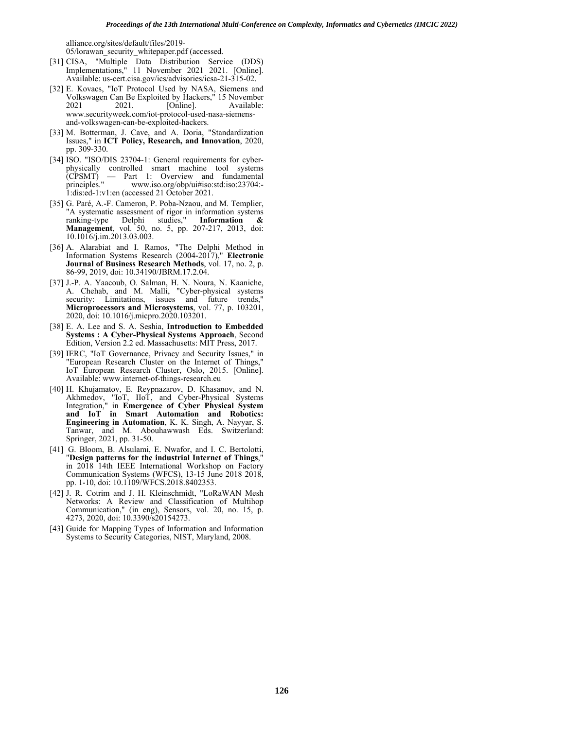alliance.org/sites/default/files/2019-05/lorawan_security_whitepaper.pdf (accessed.

[31] CISA, "Multiple Data Distribution Service (DDS) Implementations," 11 November 2021 2021. [Online]. Available: us-cert.cisa.gov/ics/advisories/icsa-21-315-02.

[32] E. Kovacs, "IoT Protocol Used by NASA, Siemens and Volkswagen Can Be Exploited by Hackers," 15 November 2021 2021. [Online]. Available: www.securityweek.com/iot-protocol-used-nasa-siemens-and-volkswagen-can-be-exploited-hackers.

[33] M. Botterman, J. Cave, and A. Doria, "Standardization Issues," in **ICT Policy, Research, and Innovation**, 2020, pp. 309-330.

[34] ISO. "ISO/DIS 23704-1: General requirements for cyber-physically controlled smart machine tool systems (CPSMT) — Part 1: Overview and fundamental principles." www.iso.org/obp/ui#iso:std:iso:23704:-1:dis:ed-1:v1:en (accessed 21 October 2021.

[35] G. Paré, A.-F. Cameron, P. Poba-Nzaou, and M. Templier, "A systematic assessment of rigor in information systems ranking-type Delphi studies," **Information & Management**, vol. 50, no. 5, pp. 207-217, 2013, doi: 10.1016/j.im.2013.03.003.

[36] A. Alarabiat and I. Ramos, "The Delphi Method in Information Systems Research (2004-2017)," **Electronic Journal of Business Research Methods**, vol. 17, no. 2, p. 86-99, 2019, doi: 10.34190/JBRM.17.2.04.

[37] J.-P. A. Yaacoub, O. Salman, H. N. Noura, N. Kaaniche, A. Chehab, and M. Malli, "Cyber-physical systems security: Limitations, issues and future trends," **Microprocessors and Microsystems**, vol. 77, p. 103201, 2020, doi: 10.1016/j.micpro.2020.103201.

[38] E. A. Lee and S. A. Seshia, **Introduction to Embedded Systems : A Cyber-Physical Systems Approach**, Second Edition, Version 2.2 ed. Massachusetts: MIT Press, 2017.

[39] IERC, "IoT Governance, Privacy and Security Issues," in "European Research Cluster on the Internet of Things," IoT European Research Cluster, Oslo, 2015. [Online]. Available: www.internet-of-things-research.eu

[40] H. Khujamatov, E. Reypnazarov, D. Khasanov, and N. Akhmedov, "IoT, IIoT, and Cyber-Physical Systems Integration," in **Emergence of Cyber Physical System and IoT in Smart Automation and Robotics: Engineering in Automation**, K. K. Singh, A. Nayyar, S. Tanwar, and M. Abouhawwash Eds. Switzerland: Springer, 2021, pp. 31-50.

[41] G. Bloom, B. Alsulami, E. Nwafor, and I. C. Bertolotti, "**Design patterns for the industrial Internet of Things**," in 2018 14th IEEE International Workshop on Factory Communication Systems (WFCS), 13-15 June 2018 2018, pp. 1-10, doi: 10.1109/WFCS.2018.8402353.

[42] J. R. Cotrim and J. H. Kleinschmidt, "LoRaWAN Mesh Networks: A Review and Classification of Multihop Communication," (in eng), Sensors, vol. 20, no. 15, p. 4273, 2020, doi: 10.3390/s20154273.

[43] Guide for Mapping Types of Information and Information Systems to Security Categories, NIST, Maryland, 2008.